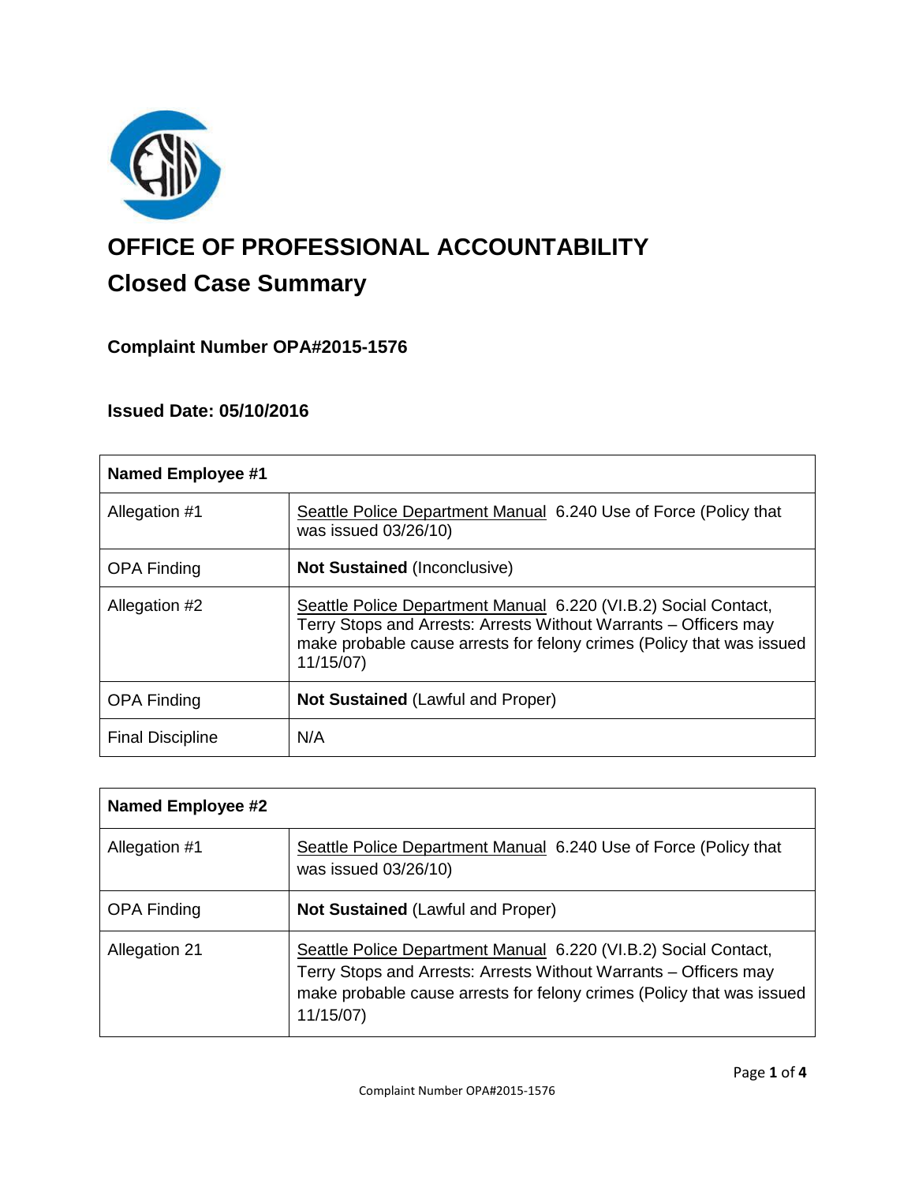# OFFICE OF PROFESSIONAL ACCOUNTABILITY

## Closed Case Summary

### Complaint Number OPA#2015-1576

### Issued Date: 05/10/2016

| Named Employee #1 | |
|---|---|
| Allegation #1 | Seattle Police Department Manual 6.240 Use of Force (Policy that was issued 03/26/10) |
| OPA Finding | **Not Sustained** (Inconclusive) |
| Allegation #2 | Seattle Police Department Manual 6.220 (VI.B.2) Social Contact, Terry Stops and Arrests: Arrests Without Warrants – Officers may make probable cause arrests for felony crimes (Policy that was issued 11/15/07) |
| OPA Finding | **Not Sustained** (Lawful and Proper) |
| Final Discipline | N/A |

| Named Employee #2 | |
|---|---|
| Allegation #1 | Seattle Police Department Manual 6.240 Use of Force (Policy that was issued 03/26/10) |
| OPA Finding | **Not Sustained** (Lawful and Proper) |
| Allegation 21 | Seattle Police Department Manual 6.220 (VI.B.2) Social Contact, Terry Stops and Arrests: Arrests Without Warrants – Officers may make probable cause arrests for felony crimes (Policy that was issued 11/15/07) |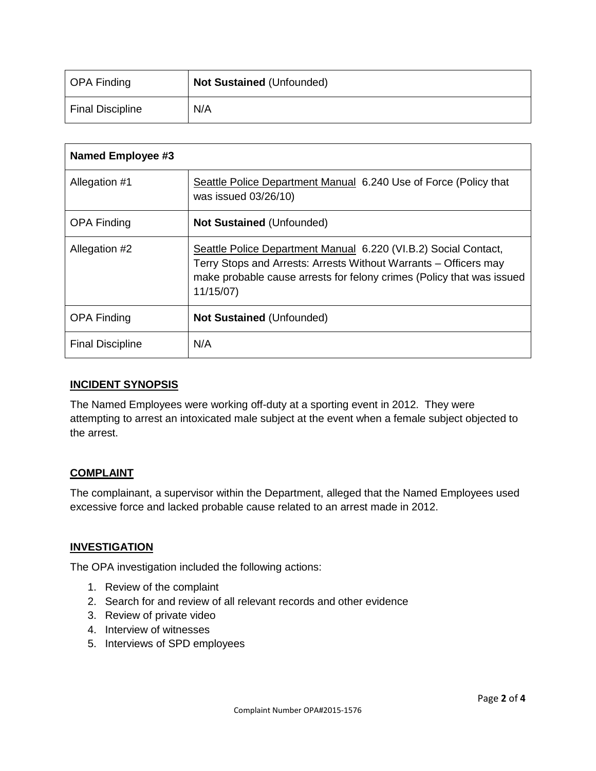| OPA Finding | **Not Sustained** (Unfounded) |
| --- | --- |
| Final Discipline | N/A |

| **Named Employee #3** | |
| --- | --- |
| Allegation #1 | Seattle Police Department Manual 6.240 Use of Force (Policy that was issued 03/26/10) |
| OPA Finding | **Not Sustained** (Unfounded) |
| Allegation #2 | Seattle Police Department Manual 6.220 (VI.B.2) Social Contact, Terry Stops and Arrests: Arrests Without Warrants – Officers may make probable cause arrests for felony crimes (Policy that was issued 11/15/07) |
| OPA Finding | **Not Sustained** (Unfounded) |
| Final Discipline | N/A |

## INCIDENT SYNOPSIS

The Named Employees were working off-duty at a sporting event in 2012. They were attempting to arrest an intoxicated male subject at the event when a female subject objected to the arrest.

## COMPLAINT

The complainant, a supervisor within the Department, alleged that the Named Employees used excessive force and lacked probable cause related to an arrest made in 2012.

## INVESTIGATION

The OPA investigation included the following actions:

1. Review of the complaint
2. Search for and review of all relevant records and other evidence
3. Review of private video
4. Interview of witnesses
5. Interviews of SPD employees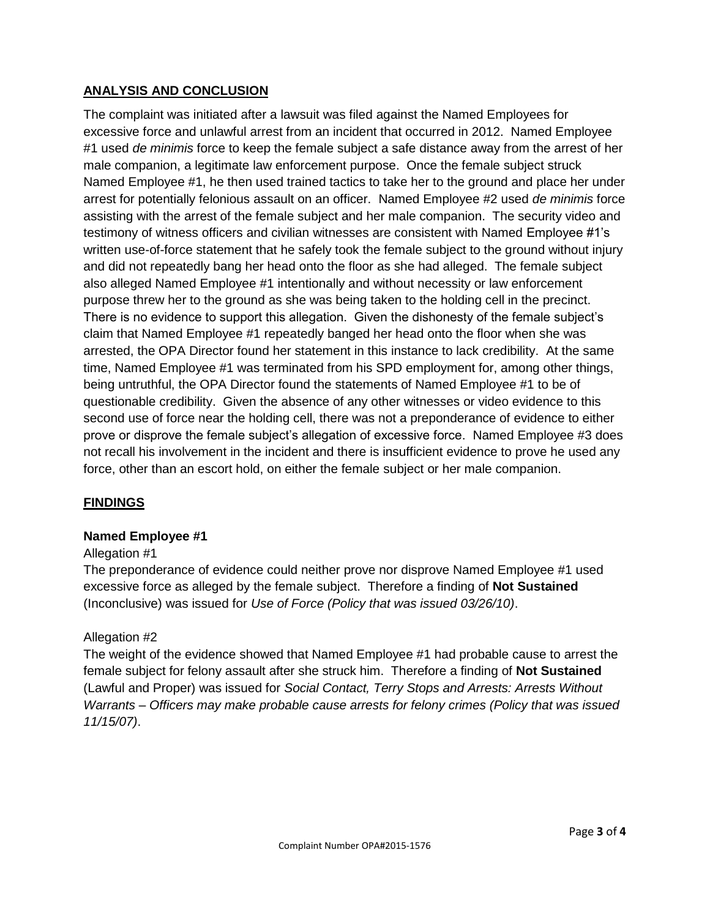## ANALYSIS AND CONCLUSION

The complaint was initiated after a lawsuit was filed against the Named Employees for excessive force and unlawful arrest from an incident that occurred in 2012. Named Employee #1 used *de minimis* force to keep the female subject a safe distance away from the arrest of her male companion, a legitimate law enforcement purpose. Once the female subject struck Named Employee #1, he then used trained tactics to take her to the ground and place her under arrest for potentially felonious assault on an officer. Named Employee #2 used *de minimis* force assisting with the arrest of the female subject and her male companion. The security video and testimony of witness officers and civilian witnesses are consistent with Named Employee #1's written use-of-force statement that he safely took the female subject to the ground without injury and did not repeatedly bang her head onto the floor as she had alleged. The female subject also alleged Named Employee #1 intentionally and without necessity or law enforcement purpose threw her to the ground as she was being taken to the holding cell in the precinct. There is no evidence to support this allegation. Given the dishonesty of the female subject's claim that Named Employee #1 repeatedly banged her head onto the floor when she was arrested, the OPA Director found her statement in this instance to lack credibility. At the same time, Named Employee #1 was terminated from his SPD employment for, among other things, being untruthful, the OPA Director found the statements of Named Employee #1 to be of questionable credibility. Given the absence of any other witnesses or video evidence to this second use of force near the holding cell, there was not a preponderance of evidence to either prove or disprove the female subject's allegation of excessive force. Named Employee #3 does not recall his involvement in the incident and there is insufficient evidence to prove he used any force, other than an escort hold, on either the female subject or her male companion.

## FINDINGS

### Named Employee #1

Allegation #1

The preponderance of evidence could neither prove nor disprove Named Employee #1 used excessive force as alleged by the female subject. Therefore a finding of **Not Sustained** (Inconclusive) was issued for *Use of Force (Policy that was issued 03/26/10)*.

Allegation #2

The weight of the evidence showed that Named Employee #1 had probable cause to arrest the female subject for felony assault after she struck him. Therefore a finding of **Not Sustained** (Lawful and Proper) was issued for *Social Contact, Terry Stops and Arrests: Arrests Without Warrants – Officers may make probable cause arrests for felony crimes (Policy that was issued 11/15/07)*.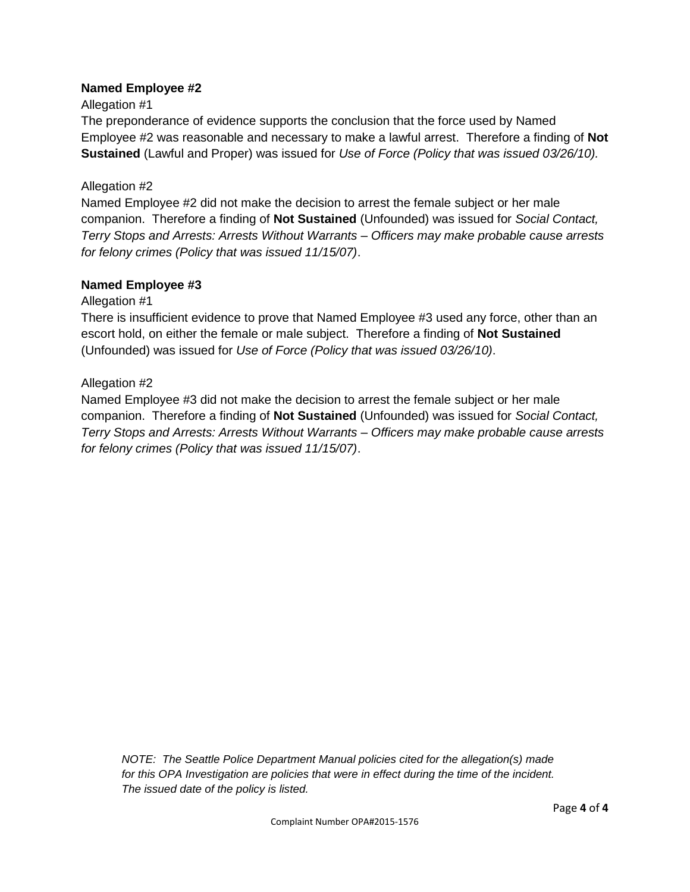**Named Employee #2**

Allegation #1

The preponderance of evidence supports the conclusion that the force used by Named Employee #2 was reasonable and necessary to make a lawful arrest. Therefore a finding of **Not Sustained** (Lawful and Proper) was issued for *Use of Force (Policy that was issued 03/26/10).*

Allegation #2

Named Employee #2 did not make the decision to arrest the female subject or her male companion. Therefore a finding of **Not Sustained** (Unfounded) was issued for *Social Contact, Terry Stops and Arrests: Arrests Without Warrants – Officers may make probable cause arrests for felony crimes (Policy that was issued 11/15/07)*.

**Named Employee #3**

Allegation #1

There is insufficient evidence to prove that Named Employee #3 used any force, other than an escort hold, on either the female or male subject. Therefore a finding of **Not Sustained** (Unfounded) was issued for *Use of Force (Policy that was issued 03/26/10)*.

Allegation #2

Named Employee #3 did not make the decision to arrest the female subject or her male companion. Therefore a finding of **Not Sustained** (Unfounded) was issued for *Social Contact, Terry Stops and Arrests: Arrests Without Warrants – Officers may make probable cause arrests for felony crimes (Policy that was issued 11/15/07)*.

*NOTE: The Seattle Police Department Manual policies cited for the allegation(s) made for this OPA Investigation are policies that were in effect during the time of the incident. The issued date of the policy is listed.*

Complaint Number OPA#2015-1576